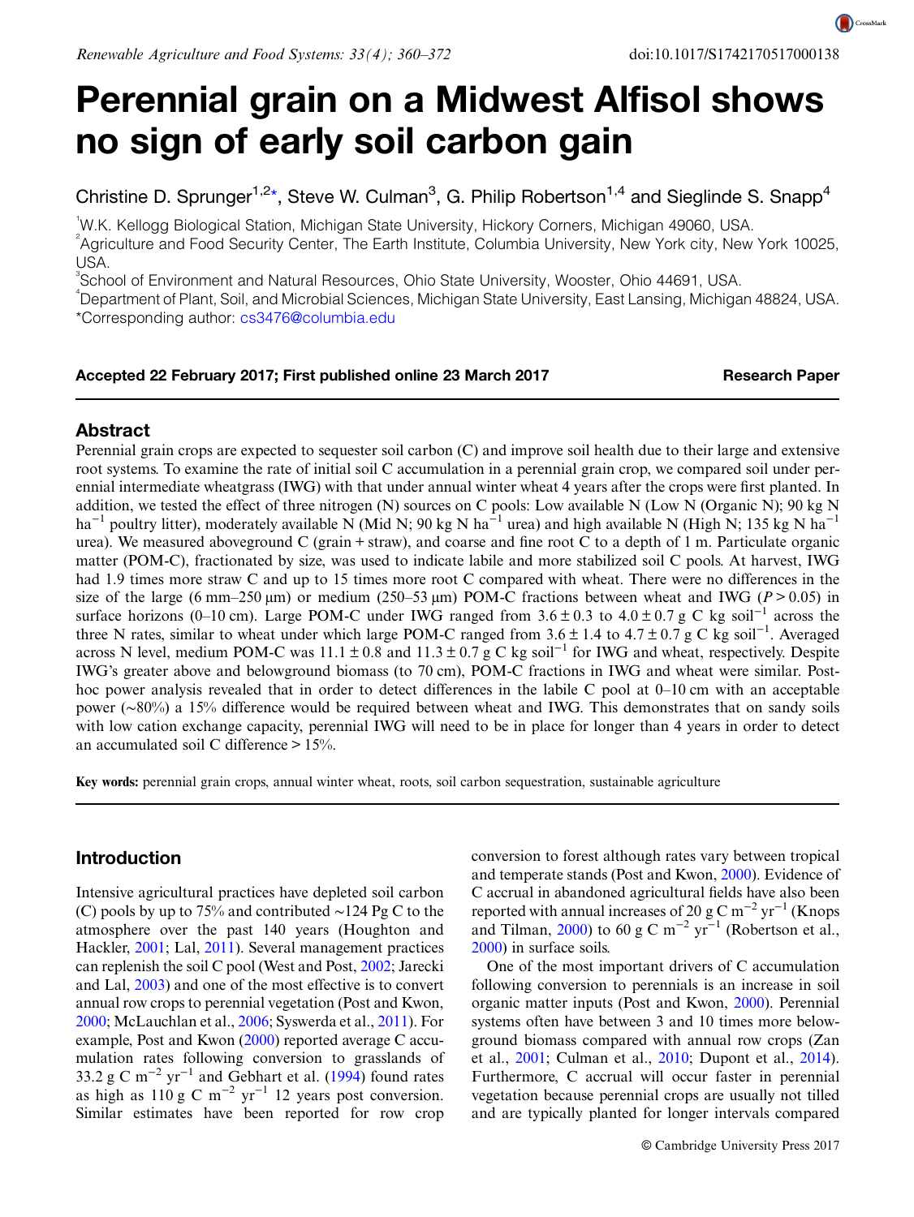# Perennial grain on a Midwest Alfisol shows no sign of early soil carbon gain

Christine D. Sprunger[1,2*], Steve W. Culman[3], G. Philip Robertson[1,4] and Sieglinde S. Snapp[4]

[1]W.K. Kellogg Biological Station, Michigan State University, Hickory Corners, Michigan 49060, USA.
[2]Agriculture and Food Security Center, The Earth Institute, Columbia University, New York city, New York 10025, USA.
[3]School of Environment and Natural Resources, Ohio State University, Wooster, Ohio 44691, USA.
[4]Department of Plant, Soil, and Microbial Sciences, Michigan State University, East Lansing, Michigan 48824, USA.
*Corresponding author: cs3476@columbia.edu

**Accepted 22 February 2017; First published online 23 March 2017** **Research Paper**

## Abstract

Perennial grain crops are expected to sequester soil carbon (C) and improve soil health due to their large and extensive root systems. To examine the rate of initial soil C accumulation in a perennial grain crop, we compared soil under perennial intermediate wheatgrass (IWG) with that under annual winter wheat 4 years after the crops were first planted. In addition, we tested the effect of three nitrogen (N) sources on C pools: Low available N (Low N (Organic N); 90 kg N ha$^{-1}$ poultry litter), moderately available N (Mid N; 90 kg N ha$^{-1}$ urea) and high available N (High N; 135 kg N ha$^{-1}$ urea). We measured aboveground C (grain + straw), and coarse and fine root C to a depth of 1 m. Particulate organic matter (POM-C), fractionated by size, was used to indicate labile and more stabilized soil C pools. At harvest, IWG had 1.9 times more straw C and up to 15 times more root C compared with wheat. There were no differences in the size of the large (6 mm–250 µm) or medium (250–53 µm) POM-C fractions between wheat and IWG ($P > 0.05$) in surface horizons (0–10 cm). Large POM-C under IWG ranged from $3.6 \pm 0.3$ to $4.0 \pm 0.7$ g C kg soil$^{-1}$ across the three N rates, similar to wheat under which large POM-C ranged from $3.6 \pm 1.4$ to $4.7 \pm 0.7$ g C kg soil$^{-1}$. Averaged across N level, medium POM-C was $11.1 \pm 0.8$ and $11.3 \pm 0.7$ g C kg soil$^{-1}$ for IWG and wheat, respectively. Despite IWG's greater above and belowground biomass (to 70 cm), POM-C fractions in IWG and wheat were similar. Post-hoc power analysis revealed that in order to detect differences in the labile C pool at 0–10 cm with an acceptable power (~80%) a 15% difference would be required between wheat and IWG. This demonstrates that on sandy soils with low cation exchange capacity, perennial IWG will need to be in place for longer than 4 years in order to detect an accumulated soil C difference > 15%.

**Key words:** perennial grain crops, annual winter wheat, roots, soil carbon sequestration, sustainable agriculture

## Introduction

Intensive agricultural practices have depleted soil carbon (C) pools by up to 75% and contributed ~124 Pg C to the atmosphere over the past 140 years (Houghton and Hackler, 2001; Lal, 2011). Several management practices can replenish the soil C pool (West and Post, 2002; Jarecki and Lal, 2003) and one of the most effective is to convert annual row crops to perennial vegetation (Post and Kwon, 2000; McLauchlan et al., 2006; Syswerda et al., 2011). For example, Post and Kwon (2000) reported average C accumulation rates following conversion to grasslands of 33.2 g C m$^{-2}$ yr$^{-1}$ and Gebhart et al. (1994) found rates as high as 110 g C m$^{-2}$ yr$^{-1}$ 12 years post conversion. Similar estimates have been reported for row crop conversion to forest although rates vary between tropical and temperate stands (Post and Kwon, 2000). Evidence of C accrual in abandoned agricultural fields have also been reported with annual increases of 20 g C m$^{-2}$ yr$^{-1}$ (Knops and Tilman, 2000) to 60 g C m$^{-2}$ yr$^{-1}$ (Robertson et al., 2000) in surface soils.

One of the most important drivers of C accumulation following conversion to perennials is an increase in soil organic matter inputs (Post and Kwon, 2000). Perennial systems often have between 3 and 10 times more belowground biomass compared with annual row crops (Zan et al., 2001; Culman et al., 2010; Dupont et al., 2014). Furthermore, C accrual will occur faster in perennial vegetation because perennial crops are usually not tilled and are typically planted for longer intervals compared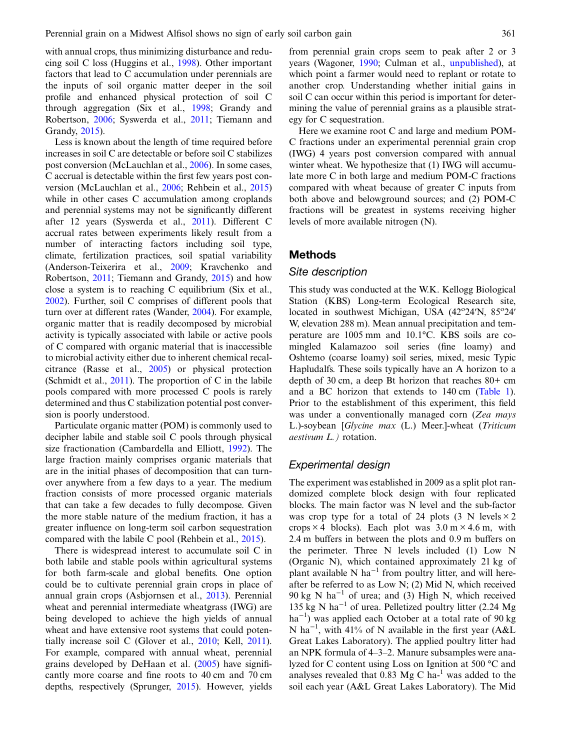with annual crops, thus minimizing disturbance and reducing soil C loss (Huggins et al., 1998). Other important factors that lead to C accumulation under perennials are the inputs of soil organic matter deeper in the soil profile and enhanced physical protection of soil C through aggregation (Six et al., 1998; Grandy and Robertson, 2006; Syswerda et al., 2011; Tiemann and Grandy, 2015).

Less is known about the length of time required before increases in soil C are detectable or before soil C stabilizes post conversion (McLauchlan et al., 2006). In some cases, C accrual is detectable within the first few years post conversion (McLauchlan et al., 2006; Rehbein et al., 2015) while in other cases C accumulation among croplands and perennial systems may not be significantly different after 12 years (Syswerda et al., 2011). Different C accrual rates between experiments likely result from a number of interacting factors including soil type, climate, fertilization practices, soil spatial variability (Anderson-Teixerira et al., 2009; Kravchenko and Robertson, 2011; Tiemann and Grandy, 2015) and how close a system is to reaching C equilibrium (Six et al., 2002). Further, soil C comprises of different pools that turn over at different rates (Wander, 2004). For example, organic matter that is readily decomposed by microbial activity is typically associated with labile or active pools of C compared with organic material that is inaccessible to microbial activity either due to inherent chemical recalcitrance (Rasse et al., 2005) or physical protection (Schmidt et al., 2011). The proportion of C in the labile pools compared with more processed C pools is rarely determined and thus C stabilization potential post conversion is poorly understood.

Particulate organic matter (POM) is commonly used to decipher labile and stable soil C pools through physical size fractionation (Cambardella and Elliott, 1992). The large fraction mainly comprises organic materials that are in the initial phases of decomposition that can turnover anywhere from a few days to a year. The medium fraction consists of more processed organic materials that can take a few decades to fully decompose. Given the more stable nature of the medium fraction, it has a greater influence on long-term soil carbon sequestration compared with the labile C pool (Rehbein et al., 2015).

There is widespread interest to accumulate soil C in both labile and stable pools within agricultural systems for both farm-scale and global benefits. One option could be to cultivate perennial grain crops in place of annual grain crops (Asbjornsen et al., 2013). Perennial wheat and perennial intermediate wheatgrass (IWG) are being developed to achieve the high yields of annual wheat and have extensive root systems that could potentially increase soil C (Glover et al., 2010; Kell, 2011). For example, compared with annual wheat, perennial grains developed by DeHaan et al. (2005) have significantly more coarse and fine roots to 40 cm and 70 cm depths, respectively (Sprunger, 2015). However, yields from perennial grain crops seem to peak after 2 or 3 years (Wagoner, 1990; Culman et al., unpublished), at which point a farmer would need to replant or rotate to another crop. Understanding whether initial gains in soil C can occur within this period is important for determining the value of perennial grains as a plausible strategy for C sequestration.

Here we examine root C and large and medium POM-C fractions under an experimental perennial grain crop (IWG) 4 years post conversion compared with annual winter wheat. We hypothesize that (1) IWG will accumulate more C in both large and medium POM-C fractions compared with wheat because of greater C inputs from both above and belowground sources; and (2) POM-C fractions will be greatest in systems receiving higher levels of more available nitrogen (N).

## Methods

### Site description

This study was conducted at the W.K. Kellogg Biological Station (KBS) Long-term Ecological Research site, located in southwest Michigan, USA (42°24′N, 85°24′ W, elevation 288 m). Mean annual precipitation and temperature are 1005 mm and 10.1°C. KBS soils are co-mingled Kalamazoo soil series (fine loamy) and Oshtemo (coarse loamy) soil series, mixed, mesic Typic Hapludalfs. These soils typically have an A horizon to a depth of 30 cm, a deep Bt horizon that reaches 80+ cm and a BC horizon that extends to 140 cm (Table 1). Prior to the establishment of this experiment, this field was under a conventionally managed corn (*Zea mays* L.)-soybean [*Glycine max* (L.) Meer.]-wheat (*Triticum aestivum L.)* rotation.

### Experimental design

The experiment was established in 2009 as a split plot randomized complete block design with four replicated blocks. The main factor was N level and the sub-factor was crop type for a total of 24 plots (3 N levels × 2 crops × 4 blocks). Each plot was 3.0 m × 4.6 m, with 2.4 m buffers in between the plots and 0.9 m buffers on the perimeter. Three N levels included (1) Low N (Organic N), which contained approximately 21 kg of plant available N ha$^{-1}$ from poultry litter, and will hereafter be referred to as Low N; (2) Mid N, which received 90 kg N ha$^{-1}$ of urea; and (3) High N, which received 135 kg N ha$^{-1}$ of urea. Pelletized poultry litter (2.24 Mg ha$^{-1}$) was applied each October at a total rate of 90 kg N ha$^{-1}$, with 41% of N available in the first year (A&L Great Lakes Laboratory). The applied poultry litter had an NPK formula of 4–3–2. Manure subsamples were analyzed for C content using Loss on Ignition at 500 °C and analyses revealed that 0.83 Mg C ha$^{-1}$ was added to the soil each year (A&L Great Lakes Laboratory). The Mid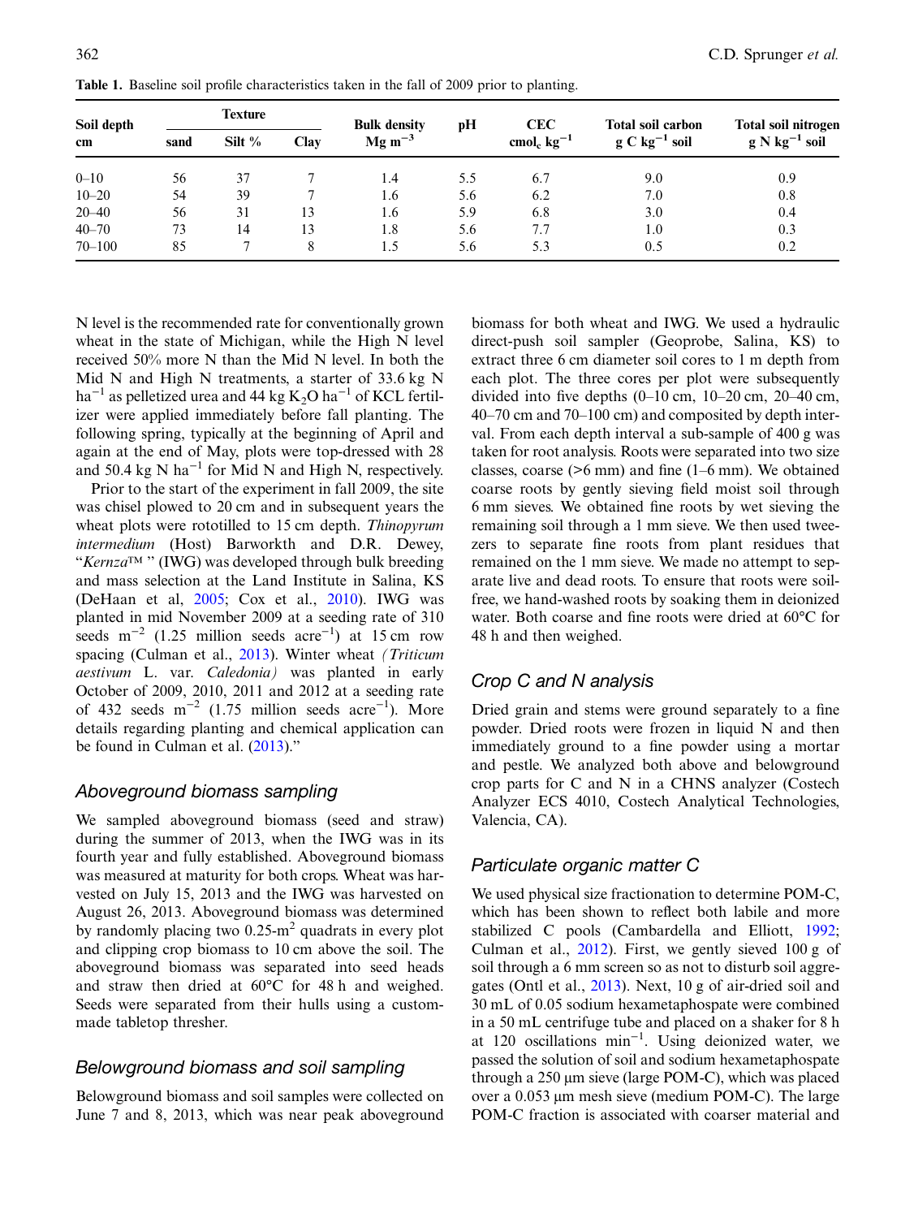Table 1. Baseline soil profile characteristics taken in the fall of 2009 prior to planting.

| Soil depth cm | Texture | | | Bulk density $Mg\ m^{-3}$ | pH | CEC $cmol_c\ kg^{-1}$ | Total soil carbon $g\ C\ kg^{-1}$ soil | Total soil nitrogen $g\ N\ kg^{-1}$ soil |
|---|---|---|---|---|---|---|---|---|
| | sand | Silt % | Clay | | | | | |
| 0–10 | 56 | 37 | 7 | 1.4 | 5.5 | 6.7 | 9.0 | 0.9 |
| 10–20 | 54 | 39 | 7 | 1.6 | 5.6 | 6.2 | 7.0 | 0.8 |
| 20–40 | 56 | 31 | 13 | 1.6 | 5.9 | 6.8 | 3.0 | 0.4 |
| 40–70 | 73 | 14 | 13 | 1.8 | 5.6 | 7.7 | 1.0 | 0.3 |
| 70–100 | 85 | 7 | 8 | 1.5 | 5.6 | 5.3 | 0.5 | 0.2 |

N level is the recommended rate for conventionally grown wheat in the state of Michigan, while the High N level received 50% more N than the Mid N level. In both the Mid N and High N treatments, a starter of 33.6 kg N $ha^{-1}$ as pelletized urea and 44 kg $K_2O$ $ha^{-1}$ of KCL fertilizer were applied immediately before fall planting. The following spring, typically at the beginning of April and again at the end of May, plots were top-dressed with 28 and 50.4 kg N $ha^{-1}$ for Mid N and High N, respectively.

Prior to the start of the experiment in fall 2009, the site was chisel plowed to 20 cm and in subsequent years the wheat plots were rototilled to 15 cm depth. *Thinopyrum intermedium* (Host) Barworkth and D.R. Dewey, "*Kernza*™ " (IWG) was developed through bulk breeding and mass selection at the Land Institute in Salina, KS (DeHaan et al, 2005; Cox et al., 2010). IWG was planted in mid November 2009 at a seeding rate of 310 seeds $m^{-2}$ (1.25 million seeds $acre^{-1}$) at 15 cm row spacing (Culman et al., 2013). Winter wheat *(Triticum aestivum* L. var. *Caledonia)* was planted in early October of 2009, 2010, 2011 and 2012 at a seeding rate of 432 seeds $m^{-2}$ (1.75 million seeds $acre^{-1}$). More details regarding planting and chemical application can be found in Culman et al. (2013)."

## Aboveground biomass sampling

We sampled aboveground biomass (seed and straw) during the summer of 2013, when the IWG was in its fourth year and fully established. Aboveground biomass was measured at maturity for both crops. Wheat was harvested on July 15, 2013 and the IWG was harvested on August 26, 2013. Aboveground biomass was determined by randomly placing two 0.25-$m^2$ quadrats in every plot and clipping crop biomass to 10 cm above the soil. The aboveground biomass was separated into seed heads and straw then dried at 60°C for 48 h and weighed. Seeds were separated from their hulls using a custom-made tabletop thresher.

## Belowground biomass and soil sampling

Belowground biomass and soil samples were collected on June 7 and 8, 2013, which was near peak aboveground biomass for both wheat and IWG. We used a hydraulic direct-push soil sampler (Geoprobe, Salina, KS) to extract three 6 cm diameter soil cores to 1 m depth from each plot. The three cores per plot were subsequently divided into five depths (0–10 cm, 10–20 cm, 20–40 cm, 40–70 cm and 70–100 cm) and composited by depth interval. From each depth interval a sub-sample of 400 g was taken for root analysis. Roots were separated into two size classes, coarse (>6 mm) and fine (1–6 mm). We obtained coarse roots by gently sieving field moist soil through 6 mm sieves. We obtained fine roots by wet sieving the remaining soil through a 1 mm sieve. We then used tweezers to separate fine roots from plant residues that remained on the 1 mm sieve. We made no attempt to separate live and dead roots. To ensure that roots were soil-free, we hand-washed roots by soaking them in deionized water. Both coarse and fine roots were dried at 60°C for 48 h and then weighed.

## Crop C and N analysis

Dried grain and stems were ground separately to a fine powder. Dried roots were frozen in liquid N and then immediately ground to a fine powder using a mortar and pestle. We analyzed both above and belowground crop parts for C and N in a CHNS analyzer (Costech Analyzer ECS 4010, Costech Analytical Technologies, Valencia, CA).

## Particulate organic matter C

We used physical size fractionation to determine POM-C, which has been shown to reflect both labile and more stabilized C pools (Cambardella and Elliott, 1992; Culman et al., 2012). First, we gently sieved 100 g of soil through a 6 mm screen so as not to disturb soil aggregates (Ontl et al., 2013). Next, 10 g of air-dried soil and 30 mL of 0.05 sodium hexametaphospate were combined in a 50 mL centrifuge tube and placed on a shaker for 8 h at 120 oscillations $min^{-1}$. Using deionized water, we passed the solution of soil and sodium hexametaphospate through a 250 µm sieve (large POM-C), which was placed over a 0.053 µm mesh sieve (medium POM-C). The large POM-C fraction is associated with coarser material and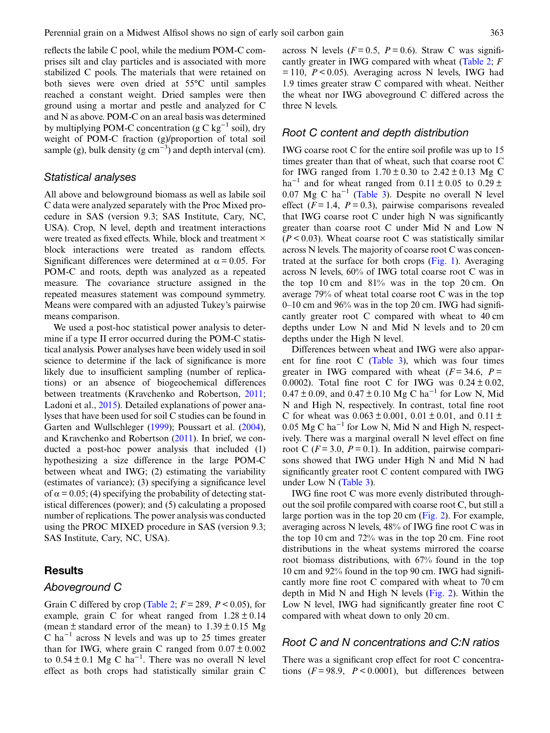reflects the labile C pool, while the medium POM-C comprises silt and clay particles and is associated with more stabilized C pools. The materials that were retained on both sieves were oven dried at 55°C until samples reached a constant weight. Dried samples were then ground using a mortar and pestle and analyzed for C and N as above. POM-C on an areal basis was determined by multiplying POM-C concentration (g C kg$^{-1}$ soil), dry weight of POM-C fraction (g)/proportion of total soil sample (g), bulk density (g cm$^{-3}$) and depth interval (cm).

### Statistical analyses

All above and belowground biomass as well as labile soil C data were analyzed separately with the Proc Mixed procedure in SAS (version 9.3; SAS Institute, Cary, NC, USA). Crop, N level, depth and treatment interactions were treated as fixed effects. While, block and treatment × block interactions were treated as random effects. Significant differences were determined at $\alpha = 0.05$. For POM-C and roots, depth was analyzed as a repeated measure. The covariance structure assigned in the repeated measures statement was compound symmetry. Means were compared with an adjusted Tukey's pairwise means comparison.

We used a post-hoc statistical power analysis to determine if a type II error occurred during the POM-C statistical analysis. Power analyses have been widely used in soil science to determine if the lack of significance is more likely due to insufficient sampling (number of replications) or an absence of biogeochemical differences between treatments (Kravchenko and Robertson, 2011; Ladoni et al., 2015). Detailed explanations of power analyses that have been used for soil C studies can be found in Garten and Wullschleger (1999); Poussart et al. (2004), and Kravchenko and Robertson (2011). In brief, we conducted a post-hoc power analysis that included (1) hypothesizing a size difference in the large POM-C between wheat and IWG; (2) estimating the variability (estimates of variance); (3) specifying a significance level of $\alpha = 0.05$; (4) specifying the probability of detecting statistical differences (power); and (5) calculating a proposed number of replications. The power analysis was conducted using the PROC MIXED procedure in SAS (version 9.3; SAS Institute, Cary, NC, USA).

## Results

### Aboveground C

Grain C differed by crop (Table 2; $F = 289$, $P < 0.05$), for example, grain C for wheat ranged from $1.28 \pm 0.14$ (mean ± standard error of the mean) to $1.39 \pm 0.15$ Mg C ha$^{-1}$ across N levels and was up to 25 times greater than for IWG, where grain C ranged from $0.07 \pm 0.002$ to $0.54 \pm 0.1$ Mg C ha$^{-1}$. There was no overall N level effect as both crops had statistically similar grain C across N levels ($F = 0.5$, $P = 0.6$). Straw C was significantly greater in IWG compared with wheat (Table 2; $F = 110$, $P < 0.05$). Averaging across N levels, IWG had 1.9 times greater straw C compared with wheat. Neither the wheat nor IWG aboveground C differed across the three N levels.

### Root C content and depth distribution

IWG coarse root C for the entire soil profile was up to 15 times greater than that of wheat, such that coarse root C for IWG ranged from $1.70 \pm 0.30$ to $2.42 \pm 0.13$ Mg C ha$^{-1}$ and for wheat ranged from $0.11 \pm 0.05$ to $0.29 \pm 0.07$ Mg C ha$^{-1}$ (Table 3). Despite no overall N level effect ($F = 1.4$, $P = 0.3$), pairwise comparisons revealed that IWG coarse root C under high N was significantly greater than coarse root C under Mid N and Low N ($P < 0.03$). Wheat coarse root C was statistically similar across N levels. The majority of coarse root C was concentrated at the surface for both crops (Fig. 1). Averaging across N levels, 60% of IWG total coarse root C was in the top 10 cm and 81% was in the top 20 cm. On average 79% of wheat total coarse root C was in the top 0–10 cm and 96% was in the top 20 cm. IWG had significantly greater root C compared with wheat to 40 cm depths under Low N and Mid N levels and to 20 cm depths under the High N level.

Differences between wheat and IWG were also apparent for fine root C (Table 3), which was four times greater in IWG compared with wheat ($F = 34.6$, $P = 0.0002$). Total fine root C for IWG was $0.24 \pm 0.02$, $0.47 \pm 0.09$, and $0.47 \pm 0.10$ Mg C ha$^{-1}$ for Low N, Mid N and High N, respectively. In contrast, total fine root C for wheat was $0.063 \pm 0.001$, $0.01 \pm 0.01$, and $0.11 \pm 0.05$ Mg C ha$^{-1}$ for Low N, Mid N and High N, respectively. There was a marginal overall N level effect on fine root C ($F = 3.0$, $P = 0.1$). In addition, pairwise comparisons showed that IWG under High N and Mid N had significantly greater root C content compared with IWG under Low N (Table 3).

IWG fine root C was more evenly distributed throughout the soil profile compared with coarse root C, but still a large portion was in the top 20 cm (Fig. 2). For example, averaging across N levels, 48% of IWG fine root C was in the top 10 cm and 72% was in the top 20 cm. Fine root distributions in the wheat systems mirrored the coarse root biomass distributions, with 67% found in the top 10 cm and 92% found in the top 90 cm. IWG had significantly more fine root C compared with wheat to 70 cm depth in Mid N and High N levels (Fig. 2). Within the Low N level, IWG had significantly greater fine root C compared with wheat down to only 20 cm.

### Root C and N concentrations and C:N ratios

There was a significant crop effect for root C concentrations ($F = 98.9$, $P < 0.0001$), but differences between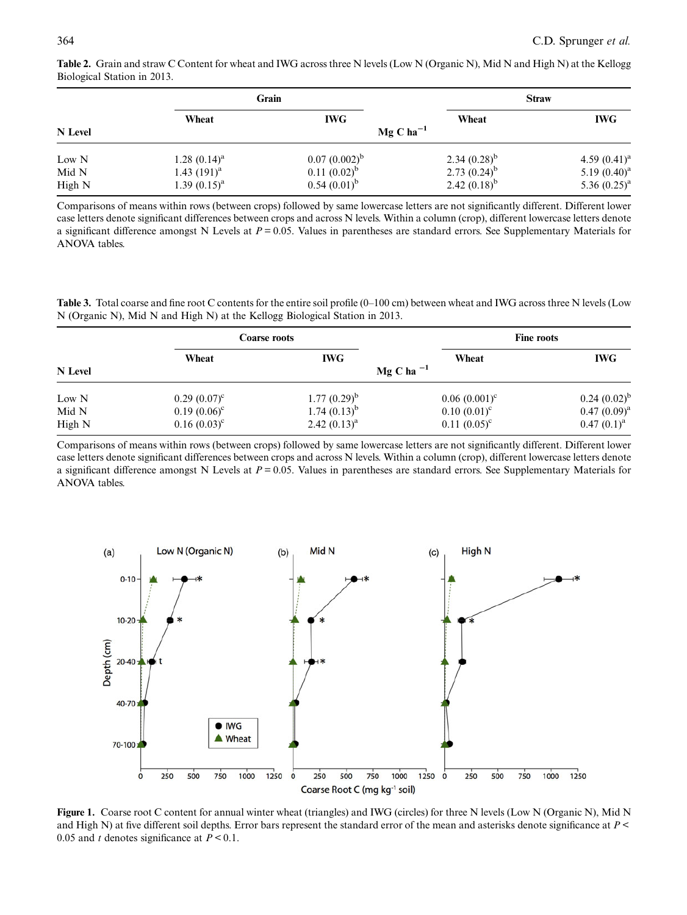**Table 2.** Grain and straw C Content for wheat and IWG across three N levels (Low N (Organic N), Mid N and High N) at the Kellogg Biological Station in 2013.

| | Grain | | | Straw | |
|---|---|---|---|---|---|
| N Level | Wheat | IWG | Mg C ha$^{-1}$ | Wheat | IWG |
| Low N | 1.28 (0.14)$^{a}$ | 0.07 (0.002)$^{b}$ | | 2.34 (0.28)$^{b}$ | 4.59 (0.41)$^{a}$ |
| Mid N | 1.43 (191)$^{a}$ | 0.11 (0.02)$^{b}$ | | 2.73 (0.24)$^{b}$ | 5.19 (0.40)$^{a}$ |
| High N | 1.39 (0.15)$^{a}$ | 0.54 (0.01)$^{b}$ | | 2.42 (0.18)$^{b}$ | 5.36 (0.25)$^{a}$ |

Comparisons of means within rows (between crops) followed by same lowercase letters are not significantly different. Different lower case letters denote significant differences between crops and across N levels. Within a column (crop), different lowercase letters denote a significant difference amongst N Levels at $P = 0.05$. Values in parentheses are standard errors. See Supplementary Materials for ANOVA tables.

**Table 3.** Total coarse and fine root C contents for the entire soil profile (0–100 cm) between wheat and IWG across three N levels (Low N (Organic N), Mid N and High N) at the Kellogg Biological Station in 2013.

| | Coarse roots | | | Fine roots | |
|---|---|---|---|---|---|
| N Level | Wheat | IWG | Mg C ha$^{-1}$ | Wheat | IWG |
| Low N | 0.29 (0.07)$^{c}$ | 1.77 (0.29)$^{b}$ | | 0.06 (0.001)$^{c}$ | 0.24 (0.02)$^{b}$ |
| Mid N | 0.19 (0.06)$^{c}$ | 1.74 (0.13)$^{b}$ | | 0.10 (0.01)$^{c}$ | 0.47 (0.09)$^{a}$ |
| High N | 0.16 (0.03)$^{c}$ | 2.42 (0.13)$^{a}$ | | 0.11 (0.05)$^{c}$ | 0.47 (0.1)$^{a}$ |

Comparisons of means within rows (between crops) followed by same lowercase letters are not significantly different. Different lower case letters denote significant differences between crops and across N levels. Within a column (crop), different lowercase letters denote a significant difference amongst N Levels at $P = 0.05$. Values in parentheses are standard errors. See Supplementary Materials for ANOVA tables.

**Figure 1.** Coarse root C content for annual winter wheat (triangles) and IWG (circles) for three N levels (Low N (Organic N), Mid N and High N) at five different soil depths. Error bars represent the standard error of the mean and asterisks denote significance at $P < 0.05$ and *t* denotes significance at $P < 0.1$.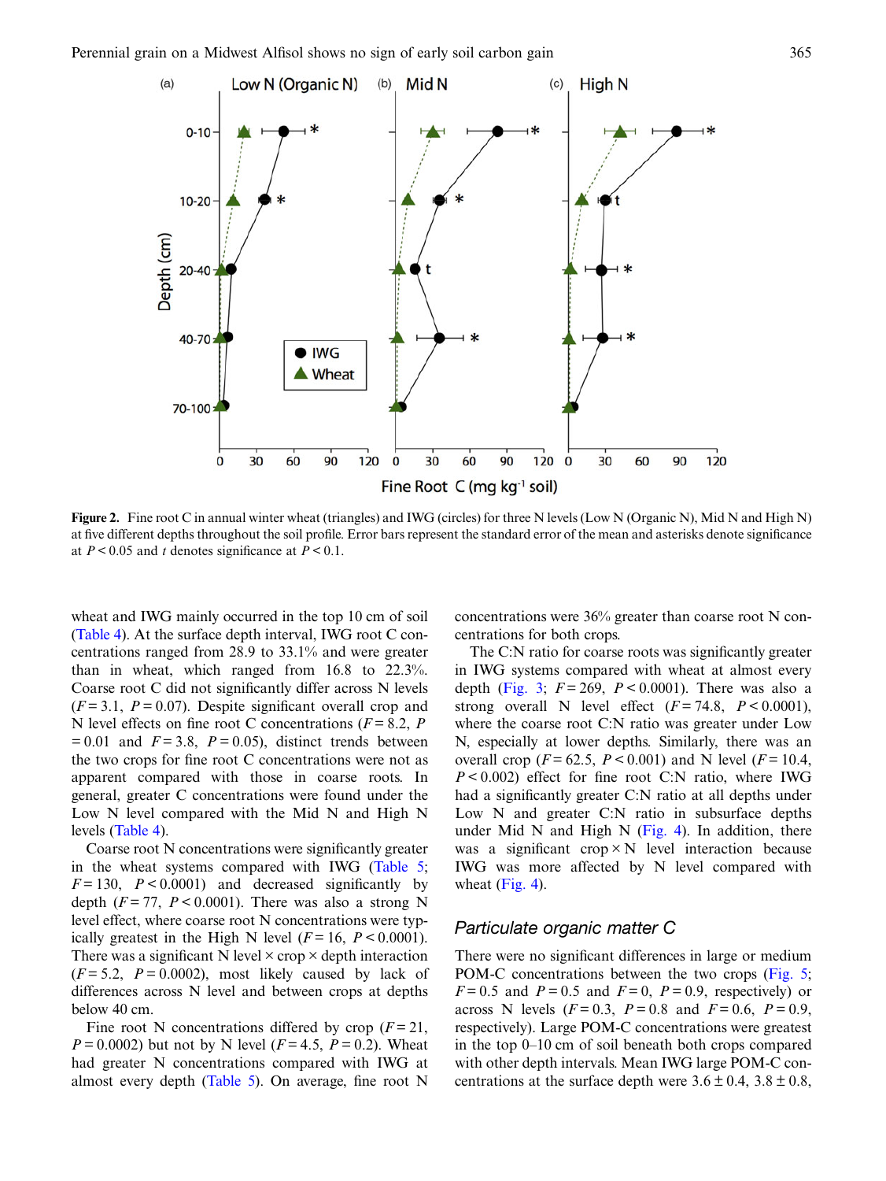**Figure 2.** Fine root C in annual winter wheat (triangles) and IWG (circles) for three N levels (Low N (Organic N), Mid N and High N) at five different depths throughout the soil profile. Error bars represent the standard error of the mean and asterisks denote significance at $P < 0.05$ and *t* denotes significance at $P < 0.1$.

wheat and IWG mainly occurred in the top 10 cm of soil (Table 4). At the surface depth interval, IWG root C concentrations ranged from 28.9 to 33.1% and were greater than in wheat, which ranged from 16.8 to 22.3%. Coarse root C did not significantly differ across N levels ($F = 3.1$, $P = 0.07$). Despite significant overall crop and N level effects on fine root C concentrations ($F = 8.2$, $P = 0.01$ and $F = 3.8$, $P = 0.05$), distinct trends between the two crops for fine root C concentrations were not as apparent compared with those in coarse roots. In general, greater C concentrations were found under the Low N level compared with the Mid N and High N levels (Table 4).

Coarse root N concentrations were significantly greater in the wheat systems compared with IWG (Table 5; $F = 130$, $P < 0.0001$) and decreased significantly by depth ($F = 77$, $P < 0.0001$). There was also a strong N level effect, where coarse root N concentrations were typically greatest in the High N level ($F = 16$, $P < 0.0001$). There was a significant N level × crop × depth interaction ($F = 5.2$, $P = 0.0002$), most likely caused by lack of differences across N level and between crops at depths below 40 cm.

Fine root N concentrations differed by crop ($F = 21$, $P = 0.0002$) but not by N level ($F = 4.5$, $P = 0.2$). Wheat had greater N concentrations compared with IWG at almost every depth (Table 5). On average, fine root N concentrations were 36% greater than coarse root N concentrations for both crops.

The C:N ratio for coarse roots was significantly greater in IWG systems compared with wheat at almost every depth (Fig. 3; $F = 269$, $P < 0.0001$). There was also a strong overall N level effect ($F = 74.8$, $P < 0.0001$), where the coarse root C:N ratio was greater under Low N, especially at lower depths. Similarly, there was an overall crop ($F = 62.5$, $P < 0.001$) and N level ($F = 10.4$, $P < 0.002$) effect for fine root C:N ratio, where IWG had a significantly greater C:N ratio at all depths under Low N and greater C:N ratio in subsurface depths under Mid N and High N (Fig. 4). In addition, there was a significant crop × N level interaction because IWG was more affected by N level compared with wheat (Fig. 4).

### Particulate organic matter C

There were no significant differences in large or medium POM-C concentrations between the two crops (Fig. 5; $F = 0.5$ and $P = 0.5$ and $F = 0$, $P = 0.9$, respectively) or across N levels ($F = 0.3$, $P = 0.8$ and $F = 0.6$, $P = 0.9$, respectively). Large POM-C concentrations were greatest in the top 0–10 cm of soil beneath both crops compared with other depth intervals. Mean IWG large POM-C concentrations at the surface depth were $3.6 \pm 0.4$, $3.8 \pm 0.8$,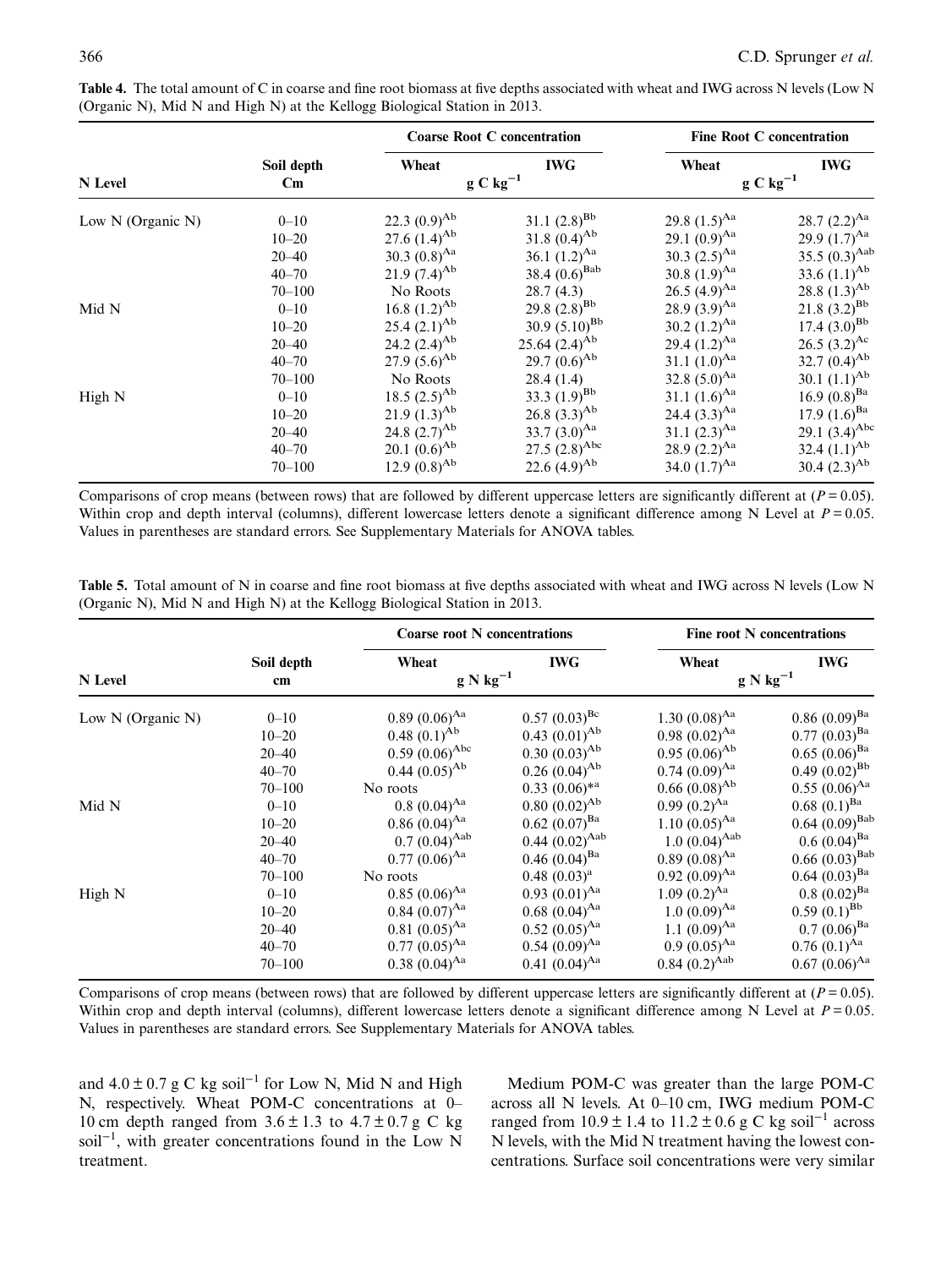**Table 4.** The total amount of C in coarse and fine root biomass at five depths associated with wheat and IWG across N levels (Low N (Organic N), Mid N and High N) at the Kellogg Biological Station in 2013.

| N Level | Soil depth Cm | Coarse Root C concentration | | Fine Root C concentration | |
|---|---|---|---|---|---|
| | | Wheat | IWG | Wheat | IWG |
| | | $g\ C\ kg^{-1}$ | | $g\ C\ kg^{-1}$ | |
| Low N (Organic N) | 0–10 | 22.3 (0.9)$^{Ab}$ | 31.1 (2.8)$^{Bb}$ | 29.8 (1.5)$^{Aa}$ | 28.7 (2.2)$^{Aa}$ |
| | 10–20 | 27.6 (1.4)$^{Ab}$ | 31.8 (0.4)$^{Ab}$ | 29.1 (0.9)$^{Aa}$ | 29.9 (1.7)$^{Aa}$ |
| | 20–40 | 30.3 (0.8)$^{Aa}$ | 36.1 (1.2)$^{Aa}$ | 30.3 (2.5)$^{Aa}$ | 35.5 (0.3)$^{Aab}$ |
| | 40–70 | 21.9 (7.4)$^{Ab}$ | 38.4 (0.6)$^{Bab}$ | 30.8 (1.9)$^{Aa}$ | 33.6 (1.1)$^{Ab}$ |
| | 70–100 | No Roots | 28.7 (4.3) | 26.5 (4.9)$^{Aa}$ | 28.8 (1.3)$^{Ab}$ |
| Mid N | 0–10 | 16.8 (1.2)$^{Ab}$ | 29.8 (2.8)$^{Bb}$ | 28.9 (3.9)$^{Aa}$ | 21.8 (3.2)$^{Bb}$ |
| | 10–20 | 25.4 (2.1)$^{Ab}$ | 30.9 (5.10)$^{Bb}$ | 30.2 (1.2)$^{Aa}$ | 17.4 (3.0)$^{Bb}$ |
| | 20–40 | 24.2 (2.4)$^{Ab}$ | 25.64 (2.4)$^{Ab}$ | 29.4 (1.2)$^{Aa}$ | 26.5 (3.2)$^{Ac}$ |
| | 40–70 | 27.9 (5.6)$^{Ab}$ | 29.7 (0.6)$^{Ab}$ | 31.1 (1.0)$^{Aa}$ | 32.7 (0.4)$^{Ab}$ |
| | 70–100 | No Roots | 28.4 (1.4) | 32.8 (5.0)$^{Aa}$ | 30.1 (1.1)$^{Ab}$ |
| High N | 0–10 | 18.5 (2.5)$^{Ab}$ | 33.3 (1.9)$^{Bb}$ | 31.1 (1.6)$^{Aa}$ | 16.9 (0.8)$^{Ba}$ |
| | 10–20 | 21.9 (1.3)$^{Ab}$ | 26.8 (3.3)$^{Ab}$ | 24.4 (3.3)$^{Aa}$ | 17.9 (1.6)$^{Ba}$ |
| | 20–40 | 24.8 (2.7)$^{Ab}$ | 33.7 (3.0)$^{Aa}$ | 31.1 (2.3)$^{Aa}$ | 29.1 (3.4)$^{Abc}$ |
| | 40–70 | 20.1 (0.6)$^{Ab}$ | 27.5 (2.8)$^{Abc}$ | 28.9 (2.2)$^{Aa}$ | 32.4 (1.1)$^{Ab}$ |
| | 70–100 | 12.9 (0.8)$^{Ab}$ | 22.6 (4.9)$^{Ab}$ | 34.0 (1.7)$^{Aa}$ | 30.4 (2.3)$^{Ab}$ |

Comparisons of crop means (between rows) that are followed by different uppercase letters are significantly different at ($P = 0.05$). Within crop and depth interval (columns), different lowercase letters denote a significant difference among N Level at $P = 0.05$. Values in parentheses are standard errors. See Supplementary Materials for ANOVA tables.

**Table 5.** Total amount of N in coarse and fine root biomass at five depths associated with wheat and IWG across N levels (Low N (Organic N), Mid N and High N) at the Kellogg Biological Station in 2013.

| N Level | Soil depth cm | Coarse root N concentrations | | Fine root N concentrations | |
|---|---|---|---|---|---|
| | | Wheat | IWG | Wheat | IWG |
| | | $g\ N\ kg^{-1}$ | | $g\ N\ kg^{-1}$ | |
| Low N (Organic N) | 0–10 | 0.89 (0.06)$^{Aa}$ | 0.57 (0.03)$^{Bc}$ | 1.30 (0.08)$^{Aa}$ | 0.86 (0.09)$^{Ba}$ |
| | 10–20 | 0.48 (0.1)$^{Ab}$ | 0.43 (0.01)$^{Ab}$ | 0.98 (0.02)$^{Aa}$ | 0.77 (0.03)$^{Ba}$ |
| | 20–40 | 0.59 (0.06)$^{Abc}$ | 0.30 (0.03)$^{Ab}$ | 0.95 (0.06)$^{Ab}$ | 0.65 (0.06)$^{Ba}$ |
| | 40–70 | 0.44 (0.05)$^{Ab}$ | 0.26 (0.04)$^{Ab}$ | 0.74 (0.09)$^{Aa}$ | 0.49 (0.02)$^{Bb}$ |
| | 70–100 | No roots | 0.33 (0.06)$^{*a}$ | 0.66 (0.08)$^{Ab}$ | 0.55 (0.06)$^{Aa}$ |
| Mid N | 0–10 | 0.8 (0.04)$^{Aa}$ | 0.80 (0.02)$^{Ab}$ | 0.99 (0.2)$^{Aa}$ | 0.68 (0.1)$^{Ba}$ |
| | 10–20 | 0.86 (0.04)$^{Aa}$ | 0.62 (0.07)$^{Ba}$ | 1.10 (0.05)$^{Aa}$ | 0.64 (0.09)$^{Bab}$ |
| | 20–40 | 0.7 (0.04)$^{Aab}$ | 0.44 (0.02)$^{Aab}$ | 1.0 (0.04)$^{Aab}$ | 0.6 (0.04)$^{Ba}$ |
| | 40–70 | 0.77 (0.06)$^{Aa}$ | 0.46 (0.04)$^{Ba}$ | 0.89 (0.08)$^{Aa}$ | 0.66 (0.03)$^{Bab}$ |
| | 70–100 | No roots | 0.48 (0.03)$^{a}$ | 0.92 (0.09)$^{Aa}$ | 0.64 (0.03)$^{Ba}$ |
| High N | 0–10 | 0.85 (0.06)$^{Aa}$ | 0.93 (0.01)$^{Aa}$ | 1.09 (0.2)$^{Aa}$ | 0.8 (0.02)$^{Ba}$ |
| | 10–20 | 0.84 (0.07)$^{Aa}$ | 0.68 (0.04)$^{Aa}$ | 1.0 (0.09)$^{Aa}$ | 0.59 (0.1)$^{Bb}$ |
| | 20–40 | 0.81 (0.05)$^{Aa}$ | 0.52 (0.05)$^{Aa}$ | 1.1 (0.09)$^{Aa}$ | 0.7 (0.06)$^{Ba}$ |
| | 40–70 | 0.77 (0.05)$^{Aa}$ | 0.54 (0.09)$^{Aa}$ | 0.9 (0.05)$^{Aa}$ | 0.76 (0.1)$^{Aa}$ |
| | 70–100 | 0.38 (0.04)$^{Aa}$ | 0.41 (0.04)$^{Aa}$ | 0.84 (0.2)$^{Aab}$ | 0.67 (0.06)$^{Aa}$ |

Comparisons of crop means (between rows) that are followed by different uppercase letters are significantly different at ($P = 0.05$). Within crop and depth interval (columns), different lowercase letters denote a significant difference among N Level at $P = 0.05$. Values in parentheses are standard errors. See Supplementary Materials for ANOVA tables.

and $4.0 \pm 0.7$ g C kg soil$^{-1}$ for Low N, Mid N and High N, respectively. Wheat POM-C concentrations at 0–10 cm depth ranged from $3.6 \pm 1.3$ to $4.7 \pm 0.7$ g C kg soil$^{-1}$, with greater concentrations found in the Low N treatment.

Medium POM-C was greater than the large POM-C across all N levels. At 0–10 cm, IWG medium POM-C ranged from $10.9 \pm 1.4$ to $11.2 \pm 0.6$ g C kg soil$^{-1}$ across N levels, with the Mid N treatment having the lowest concentrations. Surface soil concentrations were very similar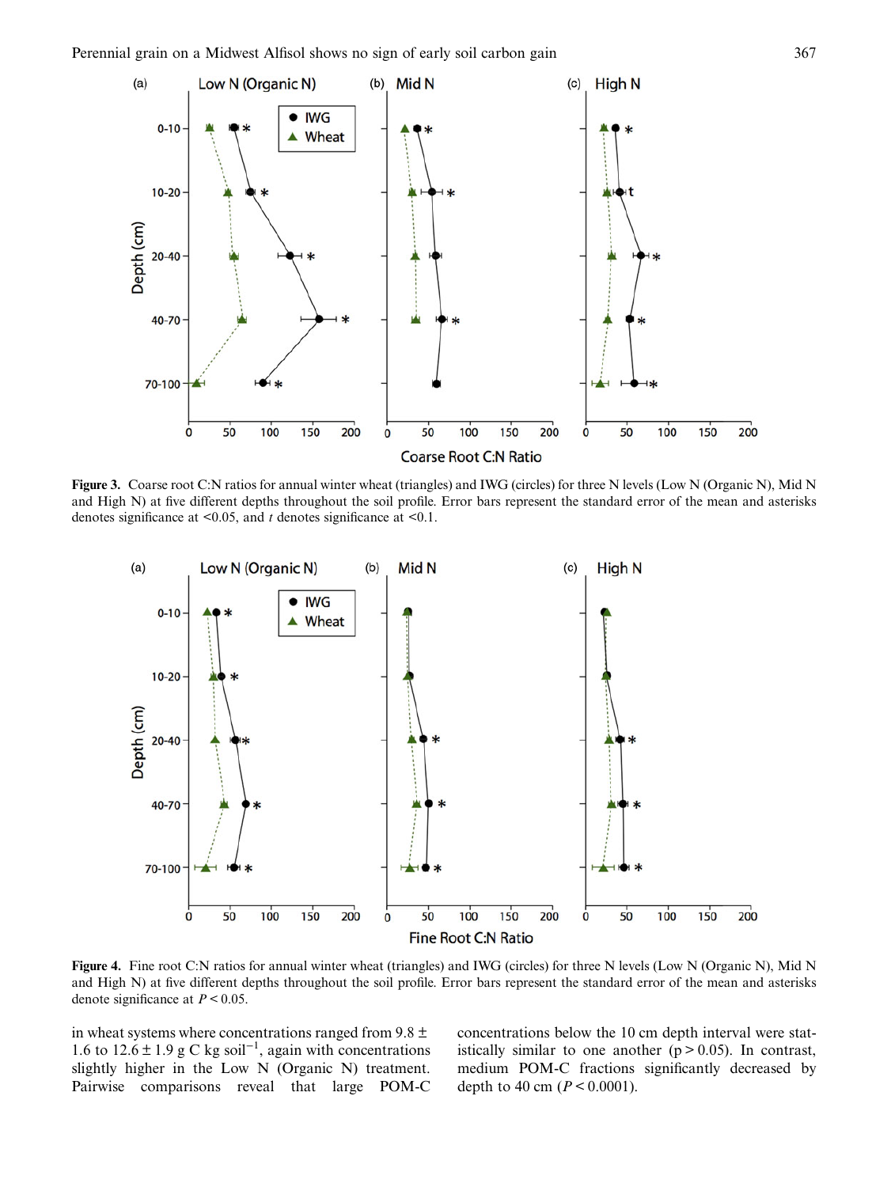Figure 3. Coarse root C:N ratios for annual winter wheat (triangles) and IWG (circles) for three N levels (Low N (Organic N), Mid N and High N) at five different depths throughout the soil profile. Error bars represent the standard error of the mean and asterisks denotes significance at <0.05, and *t* denotes significance at <0.1.

Figure 4. Fine root C:N ratios for annual winter wheat (triangles) and IWG (circles) for three N levels (Low N (Organic N), Mid N and High N) at five different depths throughout the soil profile. Error bars represent the standard error of the mean and asterisks denote significance at $P < 0.05$.

in wheat systems where concentrations ranged from 9.8 ± 1.6 to 12.6 ± 1.9 g C kg soil$^{-1}$, again with concentrations slightly higher in the Low N (Organic N) treatment. Pairwise comparisons reveal that large POM-C concentrations below the 10 cm depth interval were statistically similar to one another ($p > 0.05$). In contrast, medium POM-C fractions significantly decreased by depth to 40 cm ($P < 0.0001$).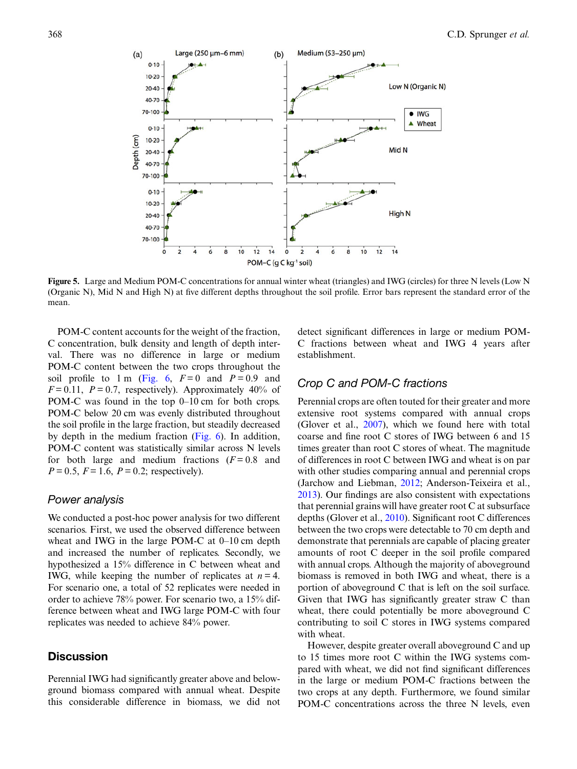**Figure 5.** Large and Medium POM-C concentrations for annual winter wheat (triangles) and IWG (circles) for three N levels (Low N (Organic N), Mid N and High N) at five different depths throughout the soil profile. Error bars represent the standard error of the mean.

POM-C content accounts for the weight of the fraction, C concentration, bulk density and length of depth interval. There was no difference in large or medium POM-C content between the two crops throughout the soil profile to 1 m (Fig. 6, $F = 0$ and $P = 0.9$ and $F = 0.11$, $P = 0.7$, respectively). Approximately 40% of POM-C was found in the top 0–10 cm for both crops. POM-C below 20 cm was evenly distributed throughout the soil profile in the large fraction, but steadily decreased by depth in the medium fraction (Fig. 6). In addition, POM-C content was statistically similar across N levels for both large and medium fractions ($F = 0.8$ and $P = 0.5$, $F = 1.6$, $P = 0.2$; respectively).

## Power analysis

We conducted a post-hoc power analysis for two different scenarios. First, we used the observed difference between wheat and IWG in the large POM-C at 0–10 cm depth and increased the number of replicates. Secondly, we hypothesized a 15% difference in C between wheat and IWG, while keeping the number of replicates at $n = 4$. For scenario one, a total of 52 replicates were needed in order to achieve 78% power. For scenario two, a 15% difference between wheat and IWG large POM-C with four replicates was needed to achieve 84% power.

# Discussion

Perennial IWG had significantly greater above and belowground biomass compared with annual wheat. Despite this considerable difference in biomass, we did not detect significant differences in large or medium POM-C fractions between wheat and IWG 4 years after establishment.

## Crop C and POM-C fractions

Perennial crops are often touted for their greater and more extensive root systems compared with annual crops (Glover et al., 2007), which we found here with total coarse and fine root C stores of IWG between 6 and 15 times greater than root C stores of wheat. The magnitude of differences in root C between IWG and wheat is on par with other studies comparing annual and perennial crops (Jarchow and Liebman, 2012; Anderson-Teixeira et al., 2013). Our findings are also consistent with expectations that perennial grains will have greater root C at subsurface depths (Glover et al., 2010). Significant root C differences between the two crops were detectable to 70 cm depth and demonstrate that perennials are capable of placing greater amounts of root C deeper in the soil profile compared with annual crops. Although the majority of aboveground biomass is removed in both IWG and wheat, there is a portion of aboveground C that is left on the soil surface. Given that IWG has significantly greater straw C than wheat, there could potentially be more aboveground C contributing to soil C stores in IWG systems compared with wheat.

However, despite greater overall aboveground C and up to 15 times more root C within the IWG systems compared with wheat, we did not find significant differences in the large or medium POM-C fractions between the two crops at any depth. Furthermore, we found similar POM-C concentrations across the three N levels, even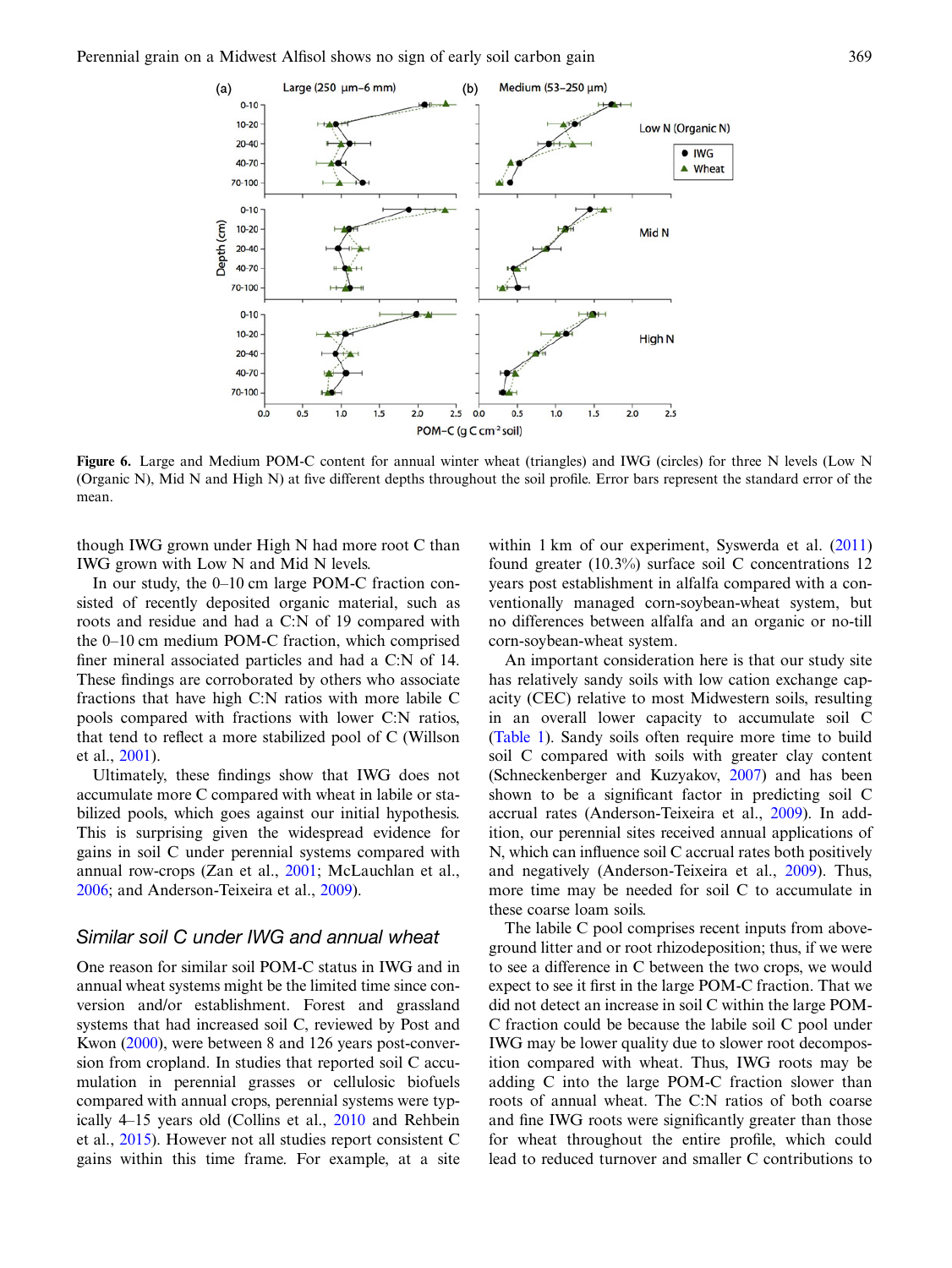**Figure 6.** Large and Medium POM-C content for annual winter wheat (triangles) and IWG (circles) for three N levels (Low N (Organic N), Mid N and High N) at five different depths throughout the soil profile. Error bars represent the standard error of the mean.

though IWG grown under High N had more root C than IWG grown with Low N and Mid N levels.

In our study, the 0–10 cm large POM-C fraction consisted of recently deposited organic material, such as roots and residue and had a C:N of 19 compared with the 0–10 cm medium POM-C fraction, which comprised finer mineral associated particles and had a C:N of 14. These findings are corroborated by others who associate fractions that have high C:N ratios with more labile C pools compared with fractions with lower C:N ratios, that tend to reflect a more stabilized pool of C (Willson et al., 2001).

Ultimately, these findings show that IWG does not accumulate more C compared with wheat in labile or stabilized pools, which goes against our initial hypothesis. This is surprising given the widespread evidence for gains in soil C under perennial systems compared with annual row-crops (Zan et al., 2001; McLauchlan et al., 2006; and Anderson-Teixeira et al., 2009).

## *Similar soil C under IWG and annual wheat*

One reason for similar soil POM-C status in IWG and in annual wheat systems might be the limited time since conversion and/or establishment. Forest and grassland systems that had increased soil C, reviewed by Post and Kwon (2000), were between 8 and 126 years post-conversion from cropland. In studies that reported soil C accumulation in perennial grasses or cellulosic biofuels compared with annual crops, perennial systems were typically 4–15 years old (Collins et al., 2010 and Rehbein et al., 2015). However not all studies report consistent C gains within this time frame. For example, at a site within 1 km of our experiment, Syswerda et al. (2011) found greater (10.3%) surface soil C concentrations 12 years post establishment in alfalfa compared with a conventionally managed corn-soybean-wheat system, but no differences between alfalfa and an organic or no-till corn-soybean-wheat system.

An important consideration here is that our study site has relatively sandy soils with low cation exchange capacity (CEC) relative to most Midwestern soils, resulting in an overall lower capacity to accumulate soil C (Table 1). Sandy soils often require more time to build soil C compared with soils with greater clay content (Schneckenberger and Kuzyakov, 2007) and has been shown to be a significant factor in predicting soil C accrual rates (Anderson-Teixeira et al., 2009). In addition, our perennial sites received annual applications of N, which can influence soil C accrual rates both positively and negatively (Anderson-Teixeira et al., 2009). Thus, more time may be needed for soil C to accumulate in these coarse loam soils.

The labile C pool comprises recent inputs from aboveground litter and or root rhizodeposition; thus, if we were to see a difference in C between the two crops, we would expect to see it first in the large POM-C fraction. That we did not detect an increase in soil C within the large POM-C fraction could be because the labile soil C pool under IWG may be lower quality due to slower root decomposition compared with wheat. Thus, IWG roots may be adding C into the large POM-C fraction slower than roots of annual wheat. The C:N ratios of both coarse and fine IWG roots were significantly greater than those for wheat throughout the entire profile, which could lead to reduced turnover and smaller C contributions to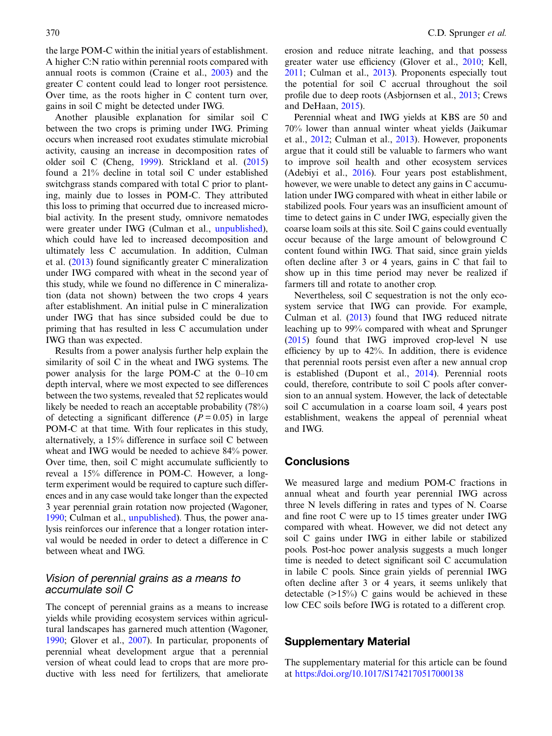the large POM-C within the initial years of establishment. A higher C:N ratio within perennial roots compared with annual roots is common (Craine et al., 2003) and the greater C content could lead to longer root persistence. Over time, as the roots higher in C content turn over, gains in soil C might be detected under IWG.

Another plausible explanation for similar soil C between the two crops is priming under IWG. Priming occurs when increased root exudates stimulate microbial activity, causing an increase in decomposition rates of older soil C (Cheng, 1999). Strickland et al. (2015) found a 21% decline in total soil C under established switchgrass stands compared with total C prior to planting, mainly due to losses in POM-C. They attributed this loss to priming that occurred due to increased microbial activity. In the present study, omnivore nematodes were greater under IWG (Culman et al., unpublished), which could have led to increased decomposition and ultimately less C accumulation. In addition, Culman et al. (2013) found significantly greater C mineralization under IWG compared with wheat in the second year of this study, while we found no difference in C mineralization (data not shown) between the two crops 4 years after establishment. An initial pulse in C mineralization under IWG that has since subsided could be due to priming that has resulted in less C accumulation under IWG than was expected.

Results from a power analysis further help explain the similarity of soil C in the wheat and IWG systems. The power analysis for the large POM-C at the 0–10 cm depth interval, where we most expected to see differences between the two systems, revealed that 52 replicates would likely be needed to reach an acceptable probability (78%) of detecting a significant difference ($P = 0.05$) in large POM-C at that time. With four replicates in this study, alternatively, a 15% difference in surface soil C between wheat and IWG would be needed to achieve 84% power. Over time, then, soil C might accumulate sufficiently to reveal a 15% difference in POM-C. However, a long-term experiment would be required to capture such differences and in any case would take longer than the expected 3 year perennial grain rotation now projected (Wagoner, 1990; Culman et al., unpublished). Thus, the power analysis reinforces our inference that a longer rotation interval would be needed in order to detect a difference in C between wheat and IWG.

### *Vision of perennial grains as a means to accumulate soil C*

The concept of perennial grains as a means to increase yields while providing ecosystem services within agricultural landscapes has garnered much attention (Wagoner, 1990; Glover et al., 2007). In particular, proponents of perennial wheat development argue that a perennial version of wheat could lead to crops that are more productive with less need for fertilizers, that ameliorate erosion and reduce nitrate leaching, and that possess greater water use efficiency (Glover et al., 2010; Kell, 2011; Culman et al., 2013). Proponents especially tout the potential for soil C accrual throughout the soil profile due to deep roots (Asbjornsen et al., 2013; Crews and DeHaan, 2015).

Perennial wheat and IWG yields at KBS are 50 and 70% lower than annual winter wheat yields (Jaikumar et al., 2012; Culman et al., 2013). However, proponents argue that it could still be valuable to farmers who want to improve soil health and other ecosystem services (Adebiyi et al., 2016). Four years post establishment, however, we were unable to detect any gains in C accumulation under IWG compared with wheat in either labile or stabilized pools. Four years was an insufficient amount of time to detect gains in C under IWG, especially given the coarse loam soils at this site. Soil C gains could eventually occur because of the large amount of belowground C content found within IWG. That said, since grain yields often decline after 3 or 4 years, gains in C that fail to show up in this time period may never be realized if farmers till and rotate to another crop.

Nevertheless, soil C sequestration is not the only ecosystem service that IWG can provide. For example, Culman et al. (2013) found that IWG reduced nitrate leaching up to 99% compared with wheat and Sprunger (2015) found that IWG improved crop-level N use efficiency by up to 42%. In addition, there is evidence that perennial roots persist even after a new annual crop is established (Dupont et al., 2014). Perennial roots could, therefore, contribute to soil C pools after conversion to an annual system. However, the lack of detectable soil C accumulation in a coarse loam soil, 4 years post establishment, weakens the appeal of perennial wheat and IWG.

## Conclusions

We measured large and medium POM-C fractions in annual wheat and fourth year perennial IWG across three N levels differing in rates and types of N. Coarse and fine root C were up to 15 times greater under IWG compared with wheat. However, we did not detect any soil C gains under IWG in either labile or stabilized pools. Post-hoc power analysis suggests a much longer time is needed to detect significant soil C accumulation in labile C pools. Since grain yields of perennial IWG often decline after 3 or 4 years, it seems unlikely that detectable (>15%) C gains would be achieved in these low CEC soils before IWG is rotated to a different crop.

## Supplementary Material

The supplementary material for this article can be found at https://doi.org/10.1017/S1742170517000138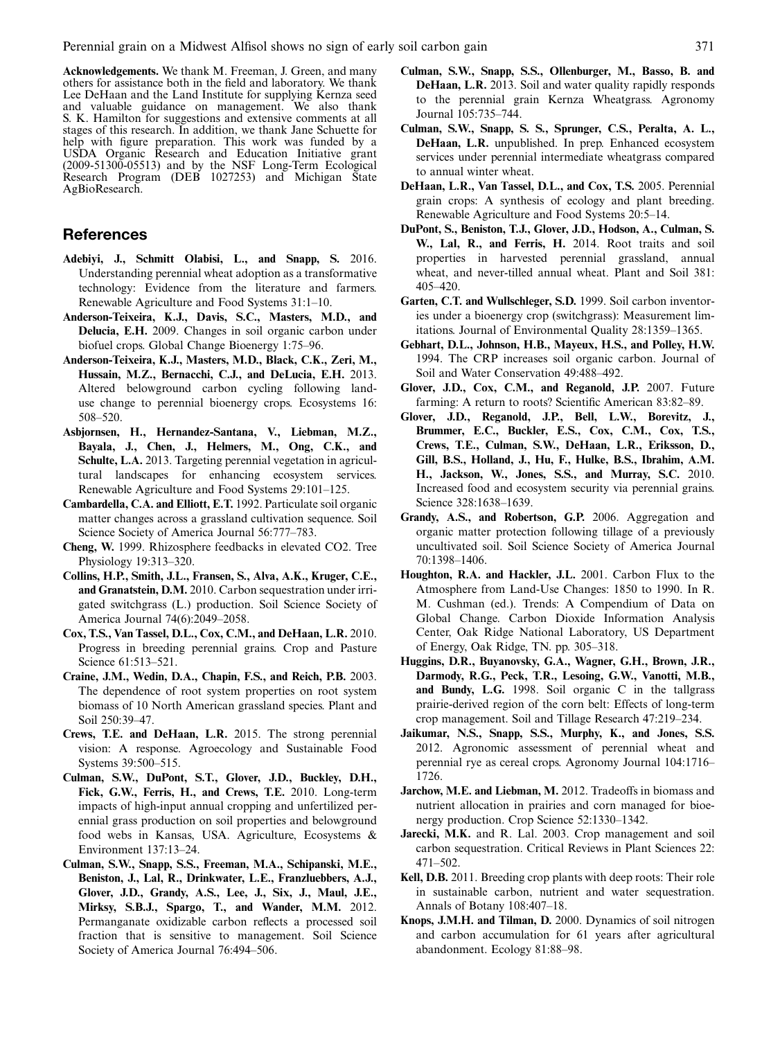**Acknowledgements.** We thank M. Freeman, J. Green, and many others for assistance both in the field and laboratory. We thank Lee DeHaan and the Land Institute for supplying Kernza seed and valuable guidance on management. We also thank S. K. Hamilton for suggestions and extensive comments at all stages of this research. In addition, we thank Jane Schuette for help with figure preparation. This work was funded by a USDA Organic Research and Education Initiative grant (2009-51300-05513) and by the NSF Long-Term Ecological Research Program (DEB 1027253) and Michigan State AgBioResearch.

## References

**Adebiyi, J., Schmitt Olabisi, L., and Snapp, S.** 2016. Understanding perennial wheat adoption as a transformative technology: Evidence from the literature and farmers. Renewable Agriculture and Food Systems 31:1–10.

**Anderson-Teixeira, K.J., Davis, S.C., Masters, M.D., and Delucia, E.H.** 2009. Changes in soil organic carbon under biofuel crops. Global Change Bioenergy 1:75–96.

**Anderson-Teixeira, K.J., Masters, M.D., Black, C.K., Zeri, M., Hussain, M.Z., Bernacchi, C.J., and DeLucia, E.H.** 2013. Altered belowground carbon cycling following land-use change to perennial bioenergy crops. Ecosystems 16: 508–520.

**Asbjornsen, H., Hernandez-Santana, V., Liebman, M.Z., Bayala, J., Chen, J., Helmers, M., Ong, C.K., and Schulte, L.A.** 2013. Targeting perennial vegetation in agricultural landscapes for enhancing ecosystem services. Renewable Agriculture and Food Systems 29:101–125.

**Cambardella, C.A. and Elliott, E.T.** 1992. Particulate soil organic matter changes across a grassland cultivation sequence. Soil Science Society of America Journal 56:777–783.

**Cheng, W.** 1999. Rhizosphere feedbacks in elevated CO2. Tree Physiology 19:313–320.

**Collins, H.P., Smith, J.L., Fransen, S., Alva, A.K., Kruger, C.E., and Granatstein, D.M.** 2010. Carbon sequestration under irrigated switchgrass (L.) production. Soil Science Society of America Journal 74(6):2049–2058.

**Cox, T.S., Van Tassel, D.L., Cox, C.M., and DeHaan, L.R.** 2010. Progress in breeding perennial grains. Crop and Pasture Science 61:513–521.

**Craine, J.M., Wedin, D.A., Chapin, F.S., and Reich, P.B.** 2003. The dependence of root system properties on root system biomass of 10 North American grassland species. Plant and Soil 250:39–47.

**Crews, T.E. and DeHaan, L.R.** 2015. The strong perennial vision: A response. Agroecology and Sustainable Food Systems 39:500–515.

**Culman, S.W., DuPont, S.T., Glover, J.D., Buckley, D.H., Fick, G.W., Ferris, H., and Crews, T.E.** 2010. Long-term impacts of high-input annual cropping and unfertilized perennial grass production on soil properties and belowground food webs in Kansas, USA. Agriculture, Ecosystems & Environment 137:13–24.

**Culman, S.W., Snapp, S.S., Freeman, M.A., Schipanski, M.E., Beniston, J., Lal, R., Drinkwater, L.E., Franzluebbers, A.J., Glover, J.D., Grandy, A.S., Lee, J., Six, J., Maul, J.E., Mirksy, S.B.J., Spargo, T., and Wander, M.M.** 2012. Permanganate oxidizable carbon reflects a processed soil fraction that is sensitive to management. Soil Science Society of America Journal 76:494–506.

**Culman, S.W., Snapp, S.S., Ollenburger, M., Basso, B. and DeHaan, L.R.** 2013. Soil and water quality rapidly responds to the perennial grain Kernza Wheatgrass. Agronomy Journal 105:735–744.

**Culman, S.W., Snapp, S. S., Sprunger, C.S., Peralta, A. L., DeHaan, L.R.** unpublished. In prep. Enhanced ecosystem services under perennial intermediate wheatgrass compared to annual winter wheat.

**DeHaan, L.R., Van Tassel, D.L., and Cox, T.S.** 2005. Perennial grain crops: A synthesis of ecology and plant breeding. Renewable Agriculture and Food Systems 20:5–14.

**DuPont, S., Beniston, T.J., Glover, J.D., Hodson, A., Culman, S. W., Lal, R., and Ferris, H.** 2014. Root traits and soil properties in harvested perennial grassland, annual wheat, and never-tilled annual wheat. Plant and Soil 381: 405–420.

**Garten, C.T. and Wullschleger, S.D.** 1999. Soil carbon inventories under a bioenergy crop (switchgrass): Measurement limitations. Journal of Environmental Quality 28:1359–1365.

**Gebhart, D.L., Johnson, H.B., Mayeux, H.S., and Polley, H.W.** 1994. The CRP increases soil organic carbon. Journal of Soil and Water Conservation 49:488–492.

**Glover, J.D., Cox, C.M., and Reganold, J.P.** 2007. Future farming: A return to roots? Scientific American 83:82–89.

**Glover, J.D., Reganold, J.P., Bell, L.W., Borevitz, J., Brummer, E.C., Buckler, E.S., Cox, C.M., Cox, T.S., Crews, T.E., Culman, S.W., DeHaan, L.R., Eriksson, D., Gill, B.S., Holland, J., Hu, F., Hulke, B.S., Ibrahim, A.M. H., Jackson, W., Jones, S.S., and Murray, S.C.** 2010. Increased food and ecosystem security via perennial grains. Science 328:1638–1639.

**Grandy, A.S., and Robertson, G.P.** 2006. Aggregation and organic matter protection following tillage of a previously uncultivated soil. Soil Science Society of America Journal 70:1398–1406.

**Houghton, R.A. and Hackler, J.L.** 2001. Carbon Flux to the Atmosphere from Land-Use Changes: 1850 to 1990. In R. M. Cushman (ed.). Trends: A Compendium of Data on Global Change. Carbon Dioxide Information Analysis Center, Oak Ridge National Laboratory, US Department of Energy, Oak Ridge, TN. pp. 305–318.

**Huggins, D.R., Buyanovsky, G.A., Wagner, G.H., Brown, J.R., Darmody, R.G., Peck, T.R., Lesoing, G.W., Vanotti, M.B., and Bundy, L.G.** 1998. Soil organic C in the tallgrass prairie-derived region of the corn belt: Effects of long-term crop management. Soil and Tillage Research 47:219–234.

**Jaikumar, N.S., Snapp, S.S., Murphy, K., and Jones, S.S.** 2012. Agronomic assessment of perennial wheat and perennial rye as cereal crops. Agronomy Journal 104:1716–1726.

**Jarchow, M.E. and Liebman, M.** 2012. Tradeoffs in biomass and nutrient allocation in prairies and corn managed for bioenergy production. Crop Science 52:1330–1342.

**Jarecki, M.K.** and R. Lal. 2003. Crop management and soil carbon sequestration. Critical Reviews in Plant Sciences 22: 471–502.

**Kell, D.B.** 2011. Breeding crop plants with deep roots: Their role in sustainable carbon, nutrient and water sequestration. Annals of Botany 108:407–18.

**Knops, J.M.H. and Tilman, D.** 2000. Dynamics of soil nitrogen and carbon accumulation for 61 years after agricultural abandonment. Ecology 81:88–98.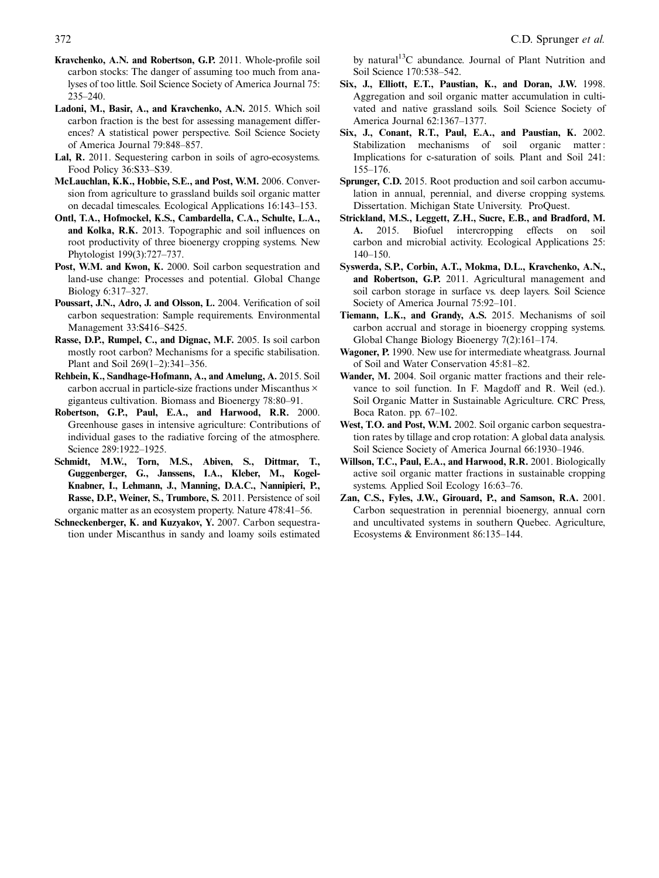**Kravchenko, A.N. and Robertson, G.P.** 2011. Whole-profile soil carbon stocks: The danger of assuming too much from analyses of too little. Soil Science Society of America Journal 75: 235–240.

**Ladoni, M., Basir, A., and Kravchenko, A.N.** 2015. Which soil carbon fraction is the best for assessing management differences? A statistical power perspective. Soil Science Society of America Journal 79:848–857.

**Lal, R.** 2011. Sequestering carbon in soils of agro-ecosystems. Food Policy 36:S33–S39.

**McLauchlan, K.K., Hobbie, S.E., and Post, W.M.** 2006. Conversion from agriculture to grassland builds soil organic matter on decadal timescales. Ecological Applications 16:143–153.

**Ontl, T.A., Hofmockel, K.S., Cambardella, C.A., Schulte, L.A., and Kolka, R.K.** 2013. Topographic and soil influences on root productivity of three bioenergy cropping systems. New Phytologist 199(3):727–737.

**Post, W.M. and Kwon, K.** 2000. Soil carbon sequestration and land-use change: Processes and potential. Global Change Biology 6:317–327.

**Poussart, J.N., Adro, J. and Olsson, L.** 2004. Verification of soil carbon sequestration: Sample requirements. Environmental Management 33:S416–S425.

**Rasse, D.P., Rumpel, C., and Dignac, M.F.** 2005. Is soil carbon mostly root carbon? Mechanisms for a specific stabilisation. Plant and Soil 269(1–2):341–356.

**Rehbein, K., Sandhage-Hofmann, A., and Amelung, A.** 2015. Soil carbon accrual in particle-size fractions under Miscanthus × giganteus cultivation. Biomass and Bioenergy 78:80–91.

**Robertson, G.P., Paul, E.A., and Harwood, R.R.** 2000. Greenhouse gases in intensive agriculture: Contributions of individual gases to the radiative forcing of the atmosphere. Science 289:1922–1925.

**Schmidt, M.W., Torn, M.S., Abiven, S., Dittmar, T., Guggenberger, G., Janssens, I.A., Kleber, M., Kogel-Knabner, I., Lehmann, J., Manning, D.A.C., Nannipieri, P., Rasse, D.P., Weiner, S., Trumbore, S.** 2011. Persistence of soil organic matter as an ecosystem property. Nature 478:41–56.

**Schneckenberger, K. and Kuzyakov, Y.** 2007. Carbon sequestration under Miscanthus in sandy and loamy soils estimated by natural $^{13}$C abundance. Journal of Plant Nutrition and Soil Science 170:538–542.

**Six, J., Elliott, E.T., Paustian, K., and Doran, J.W.** 1998. Aggregation and soil organic matter accumulation in cultivated and native grassland soils. Soil Science Society of America Journal 62:1367–1377.

**Six, J., Conant, R.T., Paul, E.A., and Paustian, K.** 2002. Stabilization mechanisms of soil organic matter: Implications for c-saturation of soils. Plant and Soil 241: 155–176.

**Sprunger, C.D.** 2015. Root production and soil carbon accumulation in annual, perennial, and diverse cropping systems. Dissertation. Michigan State University. ProQuest.

**Strickland, M.S., Leggett, Z.H., Sucre, E.B., and Bradford, M. A.** 2015. Biofuel intercropping effects on soil carbon and microbial activity. Ecological Applications 25: 140–150.

**Syswerda, S.P., Corbin, A.T., Mokma, D.L., Kravchenko, A.N., and Robertson, G.P.** 2011. Agricultural management and soil carbon storage in surface vs. deep layers. Soil Science Society of America Journal 75:92–101.

**Tiemann, L.K., and Grandy, A.S.** 2015. Mechanisms of soil carbon accrual and storage in bioenergy cropping systems. Global Change Biology Bioenergy 7(2):161–174.

**Wagoner, P.** 1990. New use for intermediate wheatgrass. Journal of Soil and Water Conservation 45:81–82.

**Wander, M.** 2004. Soil organic matter fractions and their relevance to soil function. In F. Magdoff and R. Weil (ed.). Soil Organic Matter in Sustainable Agriculture. CRC Press, Boca Raton. pp. 67–102.

**West, T.O. and Post, W.M.** 2002. Soil organic carbon sequestration rates by tillage and crop rotation: A global data analysis. Soil Science Society of America Journal 66:1930–1946.

**Willson, T.C., Paul, E.A., and Harwood, R.R.** 2001. Biologically active soil organic matter fractions in sustainable cropping systems. Applied Soil Ecology 16:63–76.

**Zan, C.S., Fyles, J.W., Girouard, P., and Samson, R.A.** 2001. Carbon sequestration in perennial bioenergy, annual corn and uncultivated systems in southern Quebec. Agriculture, Ecosystems & Environment 86:135–144.